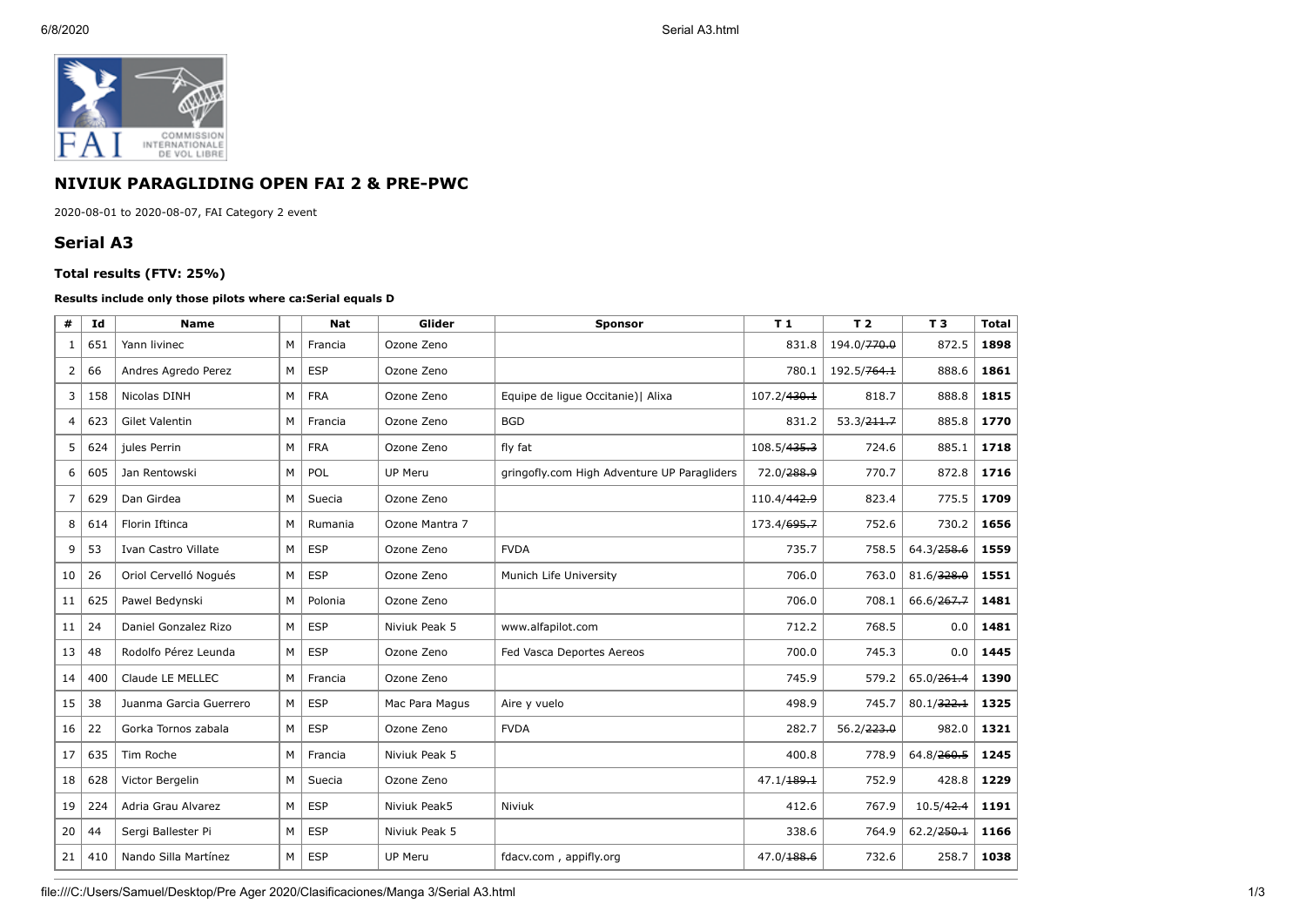## NIVIUK PARAGLIDING OPEN FAI 2 & PRE-PWC

2020-08-01 to 2020-08-07, FAI Category 2 event

## Serial A3

### Total results (FTV: 25%)

**Results include only those pilots where ca:Serial equals D**

| # | Id | Name | | Nat | Glider | Sponsor | T 1 | T 2 | T 3 | Total |
|---|---|---|---|---|---|---|---|---|---|---|
| 1 | 651 | Yann livinec | M | Francia | Ozone Zeno | | 831.8 | 194.0/~~770.0~~ | 872.5 | **1898** |
| 2 | 66 | Andres Agredo Perez | M | ESP | Ozone Zeno | | 780.1 | 192.5/~~764.1~~ | 888.6 | **1861** |
| 3 | 158 | Nicolas DINH | M | FRA | Ozone Zeno | Equipe de ligue Occitanie)\| Alixa | 107.2/~~430.1~~ | 818.7 | 888.8 | **1815** |
| 4 | 623 | Gilet Valentin | M | Francia | Ozone Zeno | BGD | 831.2 | 53.3/~~211.7~~ | 885.8 | **1770** |
| 5 | 624 | jules Perrin | M | FRA | Ozone Zeno | fly fat | 108.5/~~435.3~~ | 724.6 | 885.1 | **1718** |
| 6 | 605 | Jan Rentowski | M | POL | UP Meru | gringofly.com High Adventure UP Paragliders | 72.0/~~288.9~~ | 770.7 | 872.8 | **1716** |
| 7 | 629 | Dan Girdea | M | Suecia | Ozone Zeno | | 110.4/~~442.9~~ | 823.4 | 775.5 | **1709** |
| 8 | 614 | Florin Iftinca | M | Rumania | Ozone Mantra 7 | | 173.4/~~695.7~~ | 752.6 | 730.2 | **1656** |
| 9 | 53 | Ivan Castro Villate | M | ESP | Ozone Zeno | FVDA | 735.7 | 758.5 | 64.3/~~258.6~~ | **1559** |
| 10 | 26 | Oriol Cervelló Nogués | M | ESP | Ozone Zeno | Munich Life University | 706.0 | 763.0 | 81.6/~~328.0~~ | **1551** |
| 11 | 625 | Pawel Bedynski | M | Polonia | Ozone Zeno | | 706.0 | 708.1 | 66.6/~~267.7~~ | **1481** |
| 11 | 24 | Daniel Gonzalez Rizo | M | ESP | Niviuk Peak 5 | www.alfapilot.com | 712.2 | 768.5 | 0.0 | **1481** |
| 13 | 48 | Rodolfo Pérez Leunda | M | ESP | Ozone Zeno | Fed Vasca Deportes Aereos | 700.0 | 745.3 | 0.0 | **1445** |
| 14 | 400 | Claude LE MELLEC | M | Francia | Ozone Zeno | | 745.9 | 579.2 | 65.0/~~261.4~~ | **1390** |
| 15 | 38 | Juanma Garcia Guerrero | M | ESP | Mac Para Magus | Aire y vuelo | 498.9 | 745.7 | 80.1/~~322.1~~ | **1325** |
| 16 | 22 | Gorka Tornos zabala | M | ESP | Ozone Zeno | FVDA | 282.7 | 56.2/~~223.0~~ | 982.0 | **1321** |
| 17 | 635 | Tim Roche | M | Francia | Niviuk Peak 5 | | 400.8 | 778.9 | 64.8/~~260.5~~ | **1245** |
| 18 | 628 | Victor Bergelin | M | Suecia | Ozone Zeno | | 47.1/~~189.1~~ | 752.9 | 428.8 | **1229** |
| 19 | 224 | Adria Grau Alvarez | M | ESP | Niviuk Peak5 | Niviuk | 412.6 | 767.9 | 10.5/~~42.4~~ | **1191** |
| 20 | 44 | Sergi Ballester Pi | M | ESP | Niviuk Peak 5 | | 338.6 | 764.9 | 62.2/~~250.1~~ | **1166** |
| 21 | 410 | Nando Silla Martínez | M | ESP | UP Meru | fdacv.com , appifly.org | 47.0/~~188.6~~ | 732.6 | 258.7 | **1038** |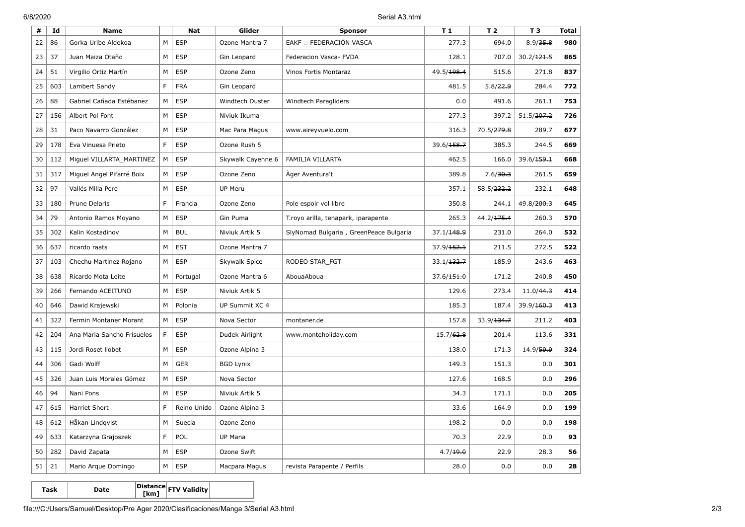| # | Id | Name | | Nat | Glider | Sponsor | T 1 | T 2 | T 3 | Total |
|---|---|---|---|---|---|---|---|---|---|---|
| 22 | 86 | Gorka Uribe Aldekoa | M | ESP | Ozone Mantra 7 | EAKF □ FEDERACIÓN VASCA | 277.3 | 694.0 | 8.9/~~35.8~~ | 980 |
| 23 | 37 | Juan Maiza Otaño | M | ESP | Gin Leopard | Federacion Vasca- FVDA | 128.1 | 707.0 | 30.2/~~121.5~~ | 865 |
| 24 | 51 | Virgilio Ortiz Martín | M | ESP | Ozone Zeno | Vinos Fortis Montaraz | 49.5/~~198.4~~ | 515.6 | 271.8 | 837 |
| 25 | 603 | Lambert Sandy | F | FRA | Gin Leopard | | 481.5 | 5.8/~~22.9~~ | 284.4 | 772 |
| 26 | 88 | Gabriel Cañada Estébanez | M | ESP | Windtech Duster | Windtech Paragliders | 0.0 | 491.6 | 261.1 | 753 |
| 27 | 156 | Albert Pol Font | M | ESP | Niviuk Ikuma | | 277.3 | 397.2 | 51.5/~~207.2~~ | 726 |
| 28 | 31 | Paco Navarro González | M | ESP | Mac Para Magus | www.aireyvuelo.com | 316.3 | 70.5/~~279.8~~ | 289.7 | 677 |
| 29 | 178 | Eva Vinuesa Prieto | F | ESP | Ozone Rush 5 | | 39.6/~~158.7~~ | 385.3 | 244.5 | 669 |
| 30 | 112 | Miguel VILLARTA_MARTINEZ | M | ESP | Skywalk Cayenne 6 | FAMILIA VILLARTA | 462.5 | 166.0 | 39.6/~~159.1~~ | 668 |
| 31 | 317 | Miguel Angel Pifarré Boix | M | ESP | Ozone Zeno | Àger Aventura't | 389.8 | 7.6/~~30.3~~ | 261.5 | 659 |
| 32 | 97 | Vallés Milla Pere | M | ESP | UP Meru | | 357.1 | 58.5/~~232.2~~ | 232.1 | 648 |
| 33 | 180 | Prune Delaris | F | Francia | Ozone Zeno | Pole espoir vol libre | 350.8 | 244.1 | 49.8/~~200.3~~ | 645 |
| 34 | 79 | Antonio Ramos Moyano | M | ESP | Gin Puma | T.royo arilla, tenapark, iparapente | 265.3 | 44.2/~~175.4~~ | 260.3 | 570 |
| 35 | 302 | Kalin Kostadinov | M | BUL | Niviuk Artik 5 | SlyNomad Bulgaria , GreenPeace Bulgaria | 37.1/~~148.9~~ | 231.0 | 264.0 | 532 |
| 36 | 637 | ricardo raats | M | EST | Ozone Mantra 7 | | 37.9/~~152.1~~ | 211.5 | 272.5 | 522 |
| 37 | 103 | Chechu Martinez Rojano | M | ESP | Skywalk Spice | RODEO STAR_FGT | 33.1/~~132.7~~ | 185.9 | 243.6 | 463 |
| 38 | 638 | Ricardo Mota Leite | M | Portugal | Ozone Mantra 6 | AbouaAboua | 37.6/~~151.0~~ | 171.2 | 240.8 | 450 |
| 39 | 266 | Fernando ACEITUNO | M | ESP | Niviuk Artik 5 | | 129.6 | 273.4 | 11.0/~~44.3~~ | 414 |
| 40 | 646 | Dawid Krajewski | M | Polonia | UP Summit XC 4 | | 185.3 | 187.4 | 39.9/~~160.3~~ | 413 |
| 41 | 322 | Fermin Montaner Morant | M | ESP | Nova Sector | montaner.de | 157.8 | 33.9/~~134.7~~ | 211.2 | 403 |
| 42 | 204 | Ana Maria Sancho Frisuelos | F | ESP | Dudek Airlight | www.monteholiday.com | 15.7/~~62.8~~ | 201.4 | 113.6 | 331 |
| 43 | 115 | Jordi Roset llobet | M | ESP | Ozone Alpina 3 | | 138.0 | 171.3 | 14.9/~~59.9~~ | 324 |
| 44 | 306 | Gadi Wolff | M | GER | BGD Lynix | | 149.3 | 151.3 | 0.0 | 301 |
| 45 | 326 | Juan Luis Morales Gómez | M | ESP | Nova Sector | | 127.6 | 168.5 | 0.0 | 296 |
| 46 | 94 | Nani Pons | M | ESP | Niviuk Artik 5 | | 34.3 | 171.1 | 0.0 | 205 |
| 47 | 615 | Harriet Short | F | Reino Unido | Ozone Alpina 3 | | 33.6 | 164.9 | 0.0 | 199 |
| 48 | 612 | Håkan Lindqvist | M | Suecia | Ozone Zeno | | 198.2 | 0.0 | 0.0 | 198 |
| 49 | 633 | Katarzyna Grajoszek | F | POL | UP Mana | | 70.3 | 22.9 | 0.0 | 93 |
| 50 | 282 | David Zapata | M | ESP | Ozone Swift | | 4.7/~~19.0~~ | 22.9 | 28.3 | 56 |
| 51 | 21 | Mario Arque Domingo | M | ESP | Macpara Magus | revista Parapente / Perfils | 28.0 | 0.0 | 0.0 | 28 |

| Task | Date | Distance [km] | FTV Validity | |
|---|---|---|---|---|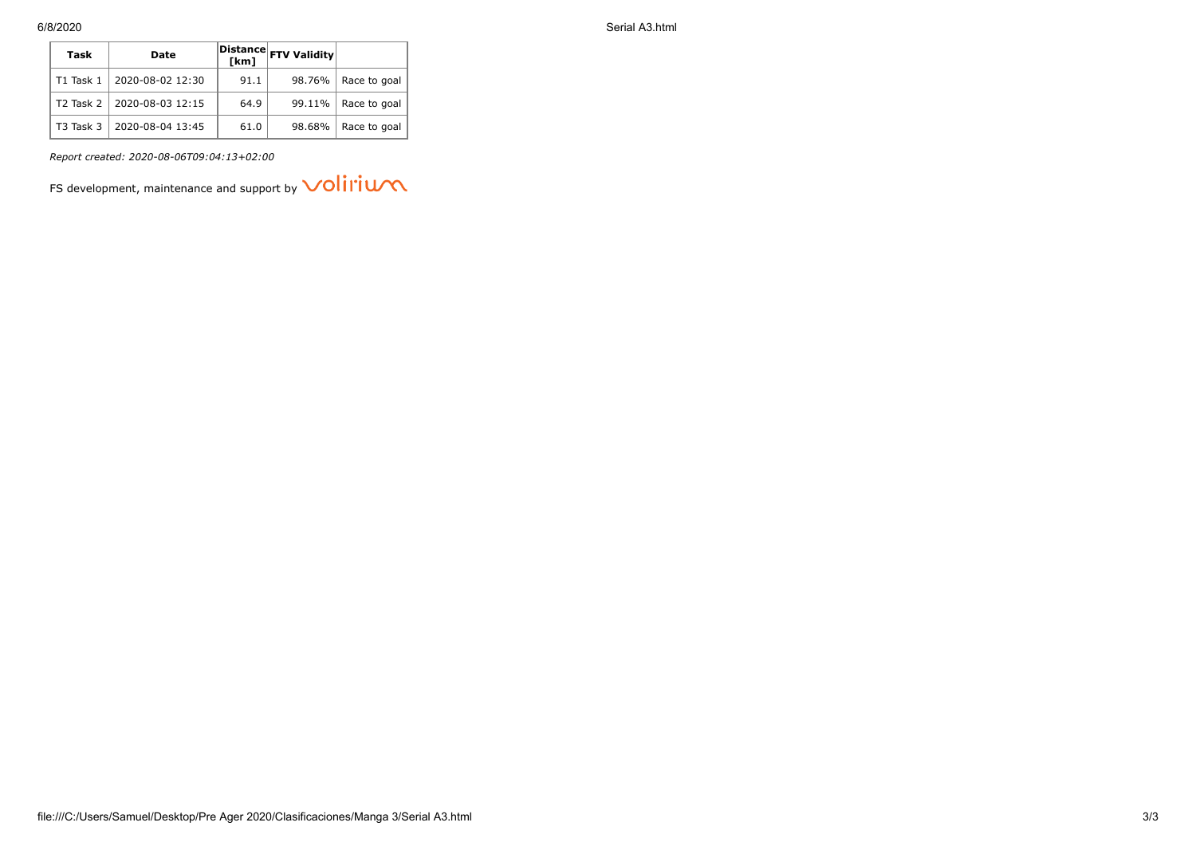| Task | Date | Distance [km] | FTV Validity | |
|---|---|---|---|---|
| T1 Task 1 | 2020-08-02 12:30 | 91.1 | 98.76% | Race to goal |
| T2 Task 2 | 2020-08-03 12:15 | 64.9 | 99.11% | Race to goal |
| T3 Task 3 | 2020-08-04 13:45 | 61.0 | 98.68% | Race to goal |

*Report created: 2020-08-06T09:04:13+02:00*

FS development, maintenance and support by volirium